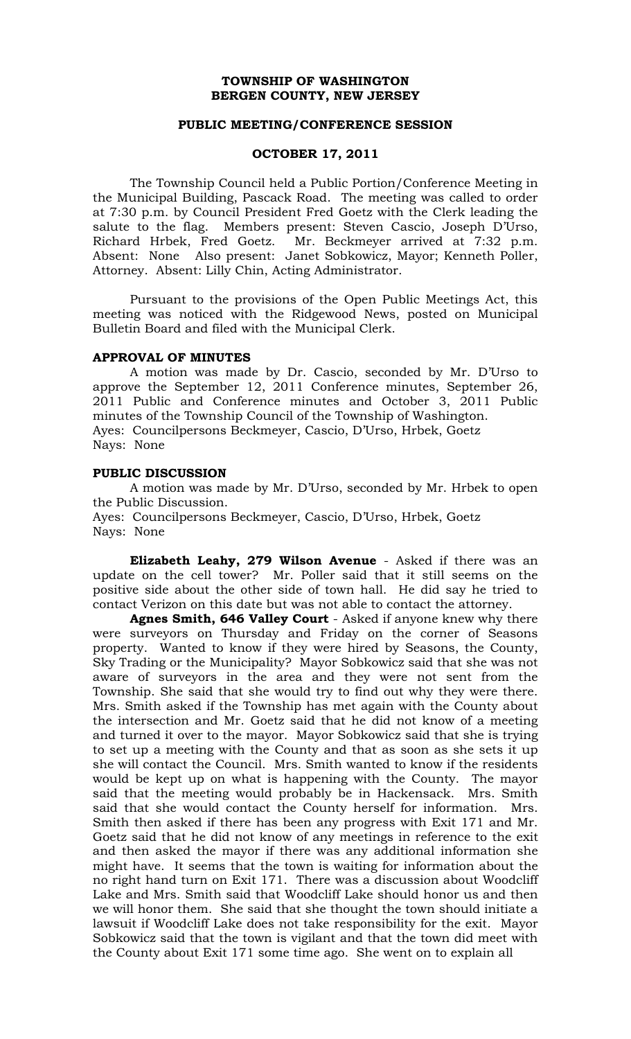# TOWNSHIP OF WASHINGTON
# BERGEN COUNTY, NEW JERSEY

## PUBLIC MEETING/CONFERENCE SESSION

## OCTOBER 17, 2011

The Township Council held a Public Portion/Conference Meeting in the Municipal Building, Pascack Road. The meeting was called to order at 7:30 p.m. by Council President Fred Goetz with the Clerk leading the salute to the flag. Members present: Steven Cascio, Joseph D'Urso, Richard Hrbek, Fred Goetz. Mr. Beckmeyer arrived at 7:32 p.m. Absent: None Also present: Janet Sobkowicz, Mayor; Kenneth Poller, Attorney. Absent: Lilly Chin, Acting Administrator.

Pursuant to the provisions of the Open Public Meetings Act, this meeting was noticed with the Ridgewood News, posted on Municipal Bulletin Board and filed with the Municipal Clerk.

### APPROVAL OF MINUTES

A motion was made by Dr. Cascio, seconded by Mr. D'Urso to approve the September 12, 2011 Conference minutes, September 26, 2011 Public and Conference minutes and October 3, 2011 Public minutes of the Township Council of the Township of Washington.
Ayes: Councilpersons Beckmeyer, Cascio, D'Urso, Hrbek, Goetz
Nays: None

### PUBLIC DISCUSSION

A motion was made by Mr. D'Urso, seconded by Mr. Hrbek to open the Public Discussion.
Ayes: Councilpersons Beckmeyer, Cascio, D'Urso, Hrbek, Goetz
Nays: None

**Elizabeth Leahy, 279 Wilson Avenue** - Asked if there was an update on the cell tower? Mr. Poller said that it still seems on the positive side about the other side of town hall. He did say he tried to contact Verizon on this date but was not able to contact the attorney.

**Agnes Smith, 646 Valley Court** - Asked if anyone knew why there were surveyors on Thursday and Friday on the corner of Seasons property. Wanted to know if they were hired by Seasons, the County, Sky Trading or the Municipality? Mayor Sobkowicz said that she was not aware of surveyors in the area and they were not sent from the Township. She said that she would try to find out why they were there. Mrs. Smith asked if the Township has met again with the County about the intersection and Mr. Goetz said that he did not know of a meeting and turned it over to the mayor. Mayor Sobkowicz said that she is trying to set up a meeting with the County and that as soon as she sets it up she will contact the Council. Mrs. Smith wanted to know if the residents would be kept up on what is happening with the County. The mayor said that the meeting would probably be in Hackensack. Mrs. Smith said that she would contact the County herself for information. Mrs. Smith then asked if there has been any progress with Exit 171 and Mr. Goetz said that he did not know of any meetings in reference to the exit and then asked the mayor if there was any additional information she might have. It seems that the town is waiting for information about the no right hand turn on Exit 171. There was a discussion about Woodcliff Lake and Mrs. Smith said that Woodcliff Lake should honor us and then we will honor them. She said that she thought the town should initiate a lawsuit if Woodcliff Lake does not take responsibility for the exit. Mayor Sobkowicz said that the town is vigilant and that the town did meet with the County about Exit 171 some time ago. She went on to explain all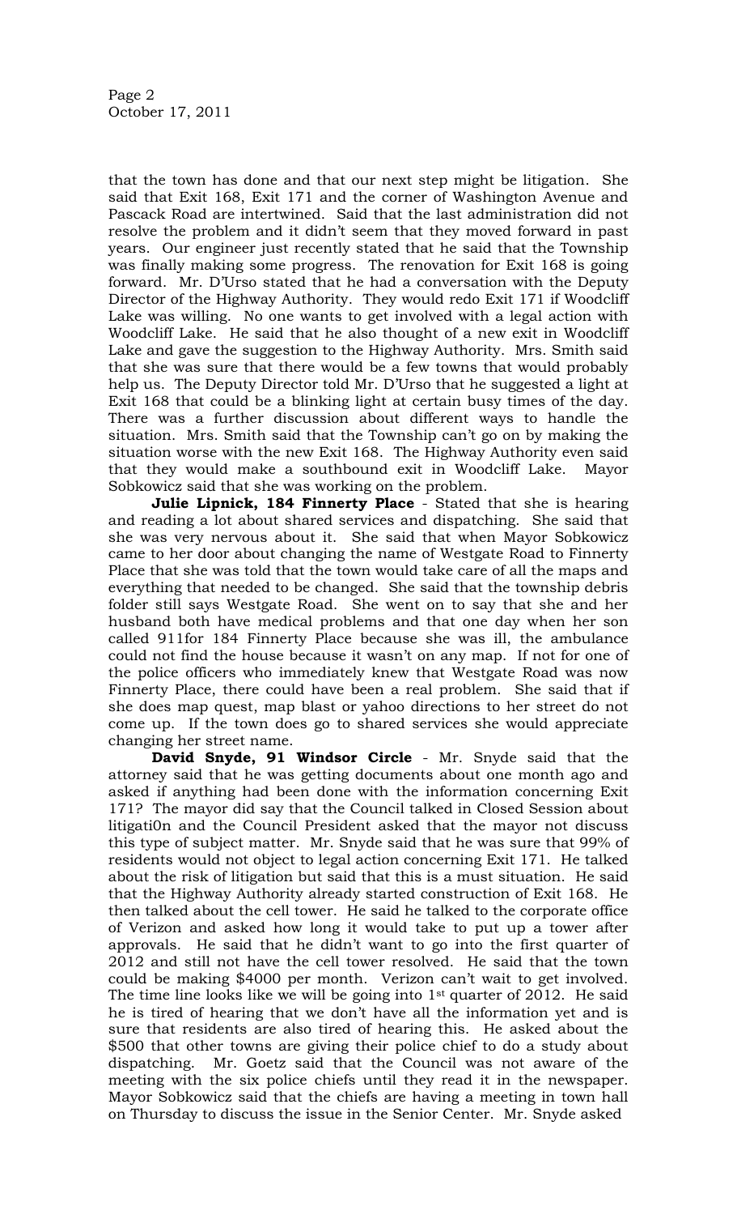that the town has done and that our next step might be litigation. She said that Exit 168, Exit 171 and the corner of Washington Avenue and Pascack Road are intertwined. Said that the last administration did not resolve the problem and it didn't seem that they moved forward in past years. Our engineer just recently stated that he said that the Township was finally making some progress. The renovation for Exit 168 is going forward. Mr. D'Urso stated that he had a conversation with the Deputy Director of the Highway Authority. They would redo Exit 171 if Woodcliff Lake was willing. No one wants to get involved with a legal action with Woodcliff Lake. He said that he also thought of a new exit in Woodcliff Lake and gave the suggestion to the Highway Authority. Mrs. Smith said that she was sure that there would be a few towns that would probably help us. The Deputy Director told Mr. D'Urso that he suggested a light at Exit 168 that could be a blinking light at certain busy times of the day. There was a further discussion about different ways to handle the situation. Mrs. Smith said that the Township can't go on by making the situation worse with the new Exit 168. The Highway Authority even said that they would make a southbound exit in Woodcliff Lake. Mayor Sobkowicz said that she was working on the problem.

**Julie Lipnick, 184 Finnerty Place** - Stated that she is hearing and reading a lot about shared services and dispatching. She said that she was very nervous about it. She said that when Mayor Sobkowicz came to her door about changing the name of Westgate Road to Finnerty Place that she was told that the town would take care of all the maps and everything that needed to be changed. She said that the township debris folder still says Westgate Road. She went on to say that she and her husband both have medical problems and that one day when her son called 911for 184 Finnerty Place because she was ill, the ambulance could not find the house because it wasn't on any map. If not for one of the police officers who immediately knew that Westgate Road was now Finnerty Place, there could have been a real problem. She said that if she does map quest, map blast or yahoo directions to her street do not come up. If the town does go to shared services she would appreciate changing her street name.

**David Snyde, 91 Windsor Circle** - Mr. Snyde said that the attorney said that he was getting documents about one month ago and asked if anything had been done with the information concerning Exit 171? The mayor did say that the Council talked in Closed Session about litigati0n and the Council President asked that the mayor not discuss this type of subject matter. Mr. Snyde said that he was sure that 99% of residents would not object to legal action concerning Exit 171. He talked about the risk of litigation but said that this is a must situation. He said that the Highway Authority already started construction of Exit 168. He then talked about the cell tower. He said he talked to the corporate office of Verizon and asked how long it would take to put up a tower after approvals. He said that he didn't want to go into the first quarter of 2012 and still not have the cell tower resolved. He said that the town could be making $4000 per month. Verizon can't wait to get involved. The time line looks like we will be going into 1st quarter of 2012. He said he is tired of hearing that we don't have all the information yet and is sure that residents are also tired of hearing this. He asked about the $500 that other towns are giving their police chief to do a study about dispatching. Mr. Goetz said that the Council was not aware of the meeting with the six police chiefs until they read it in the newspaper. Mayor Sobkowicz said that the chiefs are having a meeting in town hall on Thursday to discuss the issue in the Senior Center. Mr. Snyde asked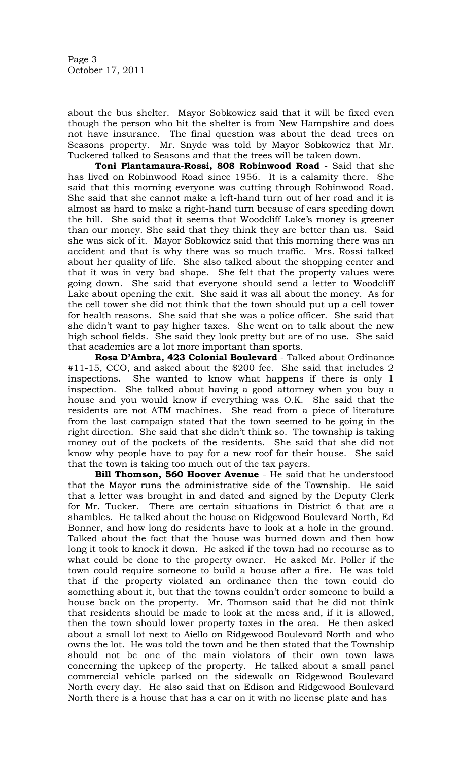about the bus shelter. Mayor Sobkowicz said that it will be fixed even though the person who hit the shelter is from New Hampshire and does not have insurance. The final question was about the dead trees on Seasons property. Mr. Snyde was told by Mayor Sobkowicz that Mr. Tuckered talked to Seasons and that the trees will be taken down.

**Toni Plantamaura-Rossi, 808 Robinwood Road** - Said that she has lived on Robinwood Road since 1956. It is a calamity there. She said that this morning everyone was cutting through Robinwood Road. She said that she cannot make a left-hand turn out of her road and it is almost as hard to make a right-hand turn because of cars speeding down the hill. She said that it seems that Woodcliff Lake's money is greener than our money. She said that they think they are better than us. Said she was sick of it. Mayor Sobkowicz said that this morning there was an accident and that is why there was so much traffic. Mrs. Rossi talked about her quality of life. She also talked about the shopping center and that it was in very bad shape. She felt that the property values were going down. She said that everyone should send a letter to Woodcliff Lake about opening the exit. She said it was all about the money. As for the cell tower she did not think that the town should put up a cell tower for health reasons. She said that she was a police officer. She said that she didn't want to pay higher taxes. She went on to talk about the new high school fields. She said they look pretty but are of no use. She said that academics are a lot more important than sports.

**Rosa D'Ambra, 423 Colonial Boulevard** - Talked about Ordinance #11-15, CCO, and asked about the $200 fee. She said that includes 2 inspections. She wanted to know what happens if there is only 1 inspection. She talked about having a good attorney when you buy a house and you would know if everything was O.K. She said that the residents are not ATM machines. She read from a piece of literature from the last campaign stated that the town seemed to be going in the right direction. She said that she didn't think so. The township is taking money out of the pockets of the residents. She said that she did not know why people have to pay for a new roof for their house. She said that the town is taking too much out of the tax payers.

**Bill Thomson, 560 Hoover Avenue** - He said that he understood that the Mayor runs the administrative side of the Township. He said that a letter was brought in and dated and signed by the Deputy Clerk for Mr. Tucker. There are certain situations in District 6 that are a shambles. He talked about the house on Ridgewood Boulevard North, Ed Bonner, and how long do residents have to look at a hole in the ground. Talked about the fact that the house was burned down and then how long it took to knock it down. He asked if the town had no recourse as to what could be done to the property owner. He asked Mr. Poller if the town could require someone to build a house after a fire. He was told that if the property violated an ordinance then the town could do something about it, but that the towns couldn't order someone to build a house back on the property. Mr. Thomson said that he did not think that residents should be made to look at the mess and, if it is allowed, then the town should lower property taxes in the area. He then asked about a small lot next to Aiello on Ridgewood Boulevard North and who owns the lot. He was told the town and he then stated that the Township should not be one of the main violators of their own town laws concerning the upkeep of the property. He talked about a small panel commercial vehicle parked on the sidewalk on Ridgewood Boulevard North every day. He also said that on Edison and Ridgewood Boulevard North there is a house that has a car on it with no license plate and has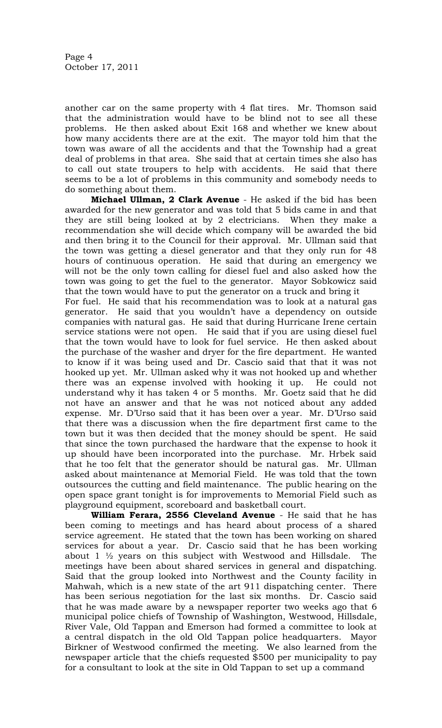another car on the same property with 4 flat tires. Mr. Thomson said that the administration would have to be blind not to see all these problems. He then asked about Exit 168 and whether we knew about how many accidents there are at the exit. The mayor told him that the town was aware of all the accidents and that the Township had a great deal of problems in that area. She said that at certain times she also has to call out state troupers to help with accidents. He said that there seems to be a lot of problems in this community and somebody needs to do something about them.

**Michael Ullman, 2 Clark Avenue** - He asked if the bid has been awarded for the new generator and was told that 5 bids came in and that they are still being looked at by 2 electricians. When they make a recommendation she will decide which company will be awarded the bid and then bring it to the Council for their approval. Mr. Ullman said that the town was getting a diesel generator and that they only run for 48 hours of continuous operation. He said that during an emergency we will not be the only town calling for diesel fuel and also asked how the town was going to get the fuel to the generator. Mayor Sobkowicz said that the town would have to put the generator on a truck and bring it
For fuel. He said that his recommendation was to look at a natural gas generator. He said that you wouldn't have a dependency on outside companies with natural gas. He said that during Hurricane Irene certain service stations were not open. He said that if you are using diesel fuel that the town would have to look for fuel service. He then asked about the purchase of the washer and dryer for the fire department. He wanted to know if it was being used and Dr. Cascio said that that it was not hooked up yet. Mr. Ullman asked why it was not hooked up and whether there was an expense involved with hooking it up. He could not understand why it has taken 4 or 5 months. Mr. Goetz said that he did not have an answer and that he was not noticed about any added expense. Mr. D'Urso said that it has been over a year. Mr. D'Urso said that there was a discussion when the fire department first came to the town but it was then decided that the money should be spent. He said that since the town purchased the hardware that the expense to hook it up should have been incorporated into the purchase. Mr. Hrbek said that he too felt that the generator should be natural gas. Mr. Ullman asked about maintenance at Memorial Field. He was told that the town outsources the cutting and field maintenance. The public hearing on the open space grant tonight is for improvements to Memorial Field such as playground equipment, scoreboard and basketball court.

**William Ferara, 2556 Cleveland Avenue** - He said that he has been coming to meetings and has heard about process of a shared service agreement. He stated that the town has been working on shared services for about a year. Dr. Cascio said that he has been working about 1 ½ years on this subject with Westwood and Hillsdale. The meetings have been about shared services in general and dispatching. Said that the group looked into Northwest and the County facility in Mahwah, which is a new state of the art 911 dispatching center. There has been serious negotiation for the last six months. Dr. Cascio said that he was made aware by a newspaper reporter two weeks ago that 6 municipal police chiefs of Township of Washington, Westwood, Hillsdale, River Vale, Old Tappan and Emerson had formed a committee to look at a central dispatch in the old Old Tappan police headquarters. Mayor Birkner of Westwood confirmed the meeting. We also learned from the newspaper article that the chiefs requested $500 per municipality to pay for a consultant to look at the site in Old Tappan to set up a command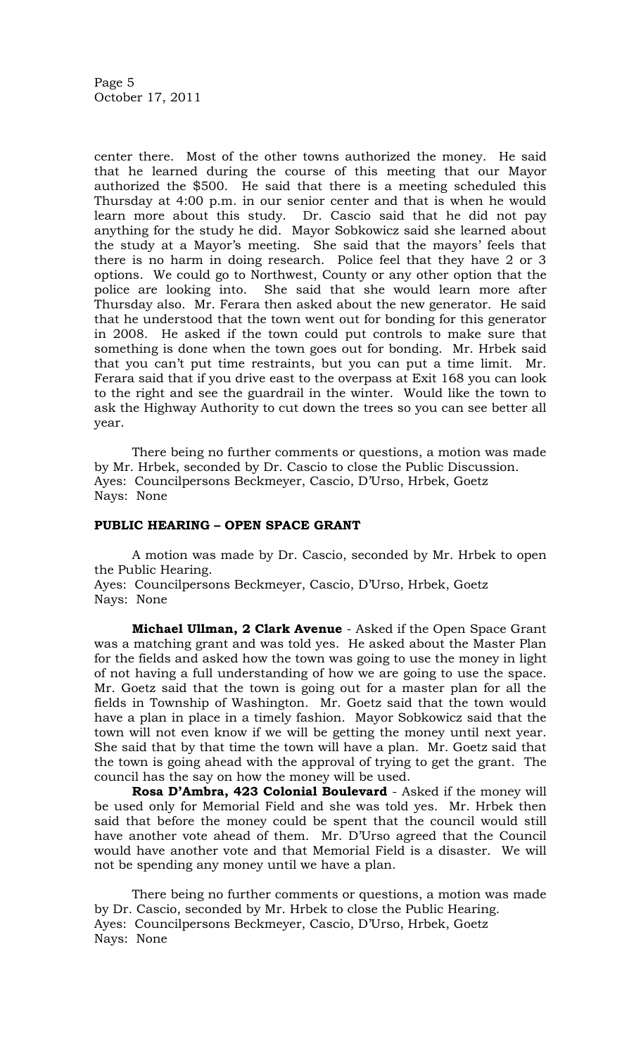center there. Most of the other towns authorized the money. He said that he learned during the course of this meeting that our Mayor authorized the $500. He said that there is a meeting scheduled this Thursday at 4:00 p.m. in our senior center and that is when he would learn more about this study. Dr. Cascio said that he did not pay anything for the study he did. Mayor Sobkowicz said she learned about the study at a Mayor's meeting. She said that the mayors' feels that there is no harm in doing research. Police feel that they have 2 or 3 options. We could go to Northwest, County or any other option that the police are looking into. She said that she would learn more after Thursday also. Mr. Ferara then asked about the new generator. He said that he understood that the town went out for bonding for this generator in 2008. He asked if the town could put controls to make sure that something is done when the town goes out for bonding. Mr. Hrbek said that you can't put time restraints, but you can put a time limit. Mr. Ferara said that if you drive east to the overpass at Exit 168 you can look to the right and see the guardrail in the winter. Would like the town to ask the Highway Authority to cut down the trees so you can see better all year.

There being no further comments or questions, a motion was made by Mr. Hrbek, seconded by Dr. Cascio to close the Public Discussion.
Ayes: Councilpersons Beckmeyer, Cascio, D'Urso, Hrbek, Goetz
Nays: None

**PUBLIC HEARING – OPEN SPACE GRANT**

A motion was made by Dr. Cascio, seconded by Mr. Hrbek to open the Public Hearing.
Ayes: Councilpersons Beckmeyer, Cascio, D'Urso, Hrbek, Goetz
Nays: None

**Michael Ullman, 2 Clark Avenue** - Asked if the Open Space Grant was a matching grant and was told yes. He asked about the Master Plan for the fields and asked how the town was going to use the money in light of not having a full understanding of how we are going to use the space. Mr. Goetz said that the town is going out for a master plan for all the fields in Township of Washington. Mr. Goetz said that the town would have a plan in place in a timely fashion. Mayor Sobkowicz said that the town will not even know if we will be getting the money until next year. She said that by that time the town will have a plan. Mr. Goetz said that the town is going ahead with the approval of trying to get the grant. The council has the say on how the money will be used.

**Rosa D'Ambra, 423 Colonial Boulevard** - Asked if the money will be used only for Memorial Field and she was told yes. Mr. Hrbek then said that before the money could be spent that the council would still have another vote ahead of them. Mr. D'Urso agreed that the Council would have another vote and that Memorial Field is a disaster. We will not be spending any money until we have a plan.

There being no further comments or questions, a motion was made by Dr. Cascio, seconded by Mr. Hrbek to close the Public Hearing.
Ayes: Councilpersons Beckmeyer, Cascio, D'Urso, Hrbek, Goetz
Nays: None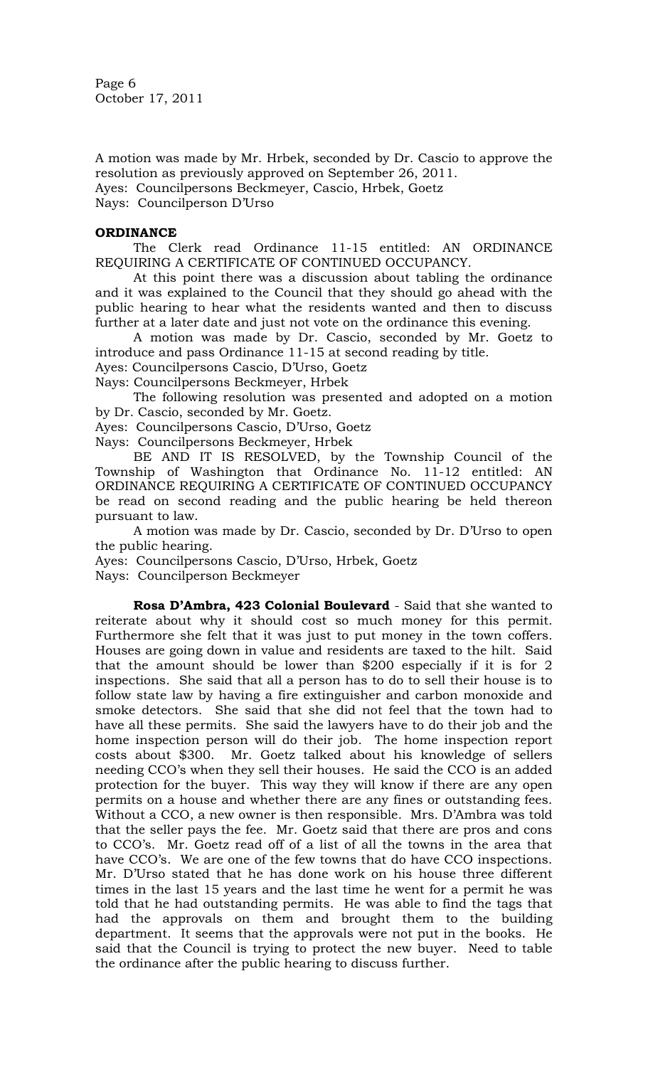A motion was made by Mr. Hrbek, seconded by Dr. Cascio to approve the resolution as previously approved on September 26, 2011.
Ayes: Councilpersons Beckmeyer, Cascio, Hrbek, Goetz
Nays: Councilperson D'Urso

**ORDINANCE**

The Clerk read Ordinance 11-15 entitled: AN ORDINANCE REQUIRING A CERTIFICATE OF CONTINUED OCCUPANCY.

At this point there was a discussion about tabling the ordinance and it was explained to the Council that they should go ahead with the public hearing to hear what the residents wanted and then to discuss further at a later date and just not vote on the ordinance this evening.

A motion was made by Dr. Cascio, seconded by Mr. Goetz to introduce and pass Ordinance 11-15 at second reading by title.
Ayes: Councilpersons Cascio, D'Urso, Goetz
Nays: Councilpersons Beckmeyer, Hrbek

The following resolution was presented and adopted on a motion by Dr. Cascio, seconded by Mr. Goetz.
Ayes: Councilpersons Cascio, D'Urso, Goetz
Nays: Councilpersons Beckmeyer, Hrbek

BE AND IT IS RESOLVED, by the Township Council of the Township of Washington that Ordinance No. 11-12 entitled: AN ORDINANCE REQUIRING A CERTIFICATE OF CONTINUED OCCUPANCY be read on second reading and the public hearing be held thereon pursuant to law.

A motion was made by Dr. Cascio, seconded by Dr. D'Urso to open the public hearing.
Ayes: Councilpersons Cascio, D'Urso, Hrbek, Goetz
Nays: Councilperson Beckmeyer

**Rosa D'Ambra, 423 Colonial Boulevard** - Said that she wanted to reiterate about why it should cost so much money for this permit. Furthermore she felt that it was just to put money in the town coffers. Houses are going down in value and residents are taxed to the hilt. Said that the amount should be lower than $200 especially if it is for 2 inspections. She said that all a person has to do to sell their house is to follow state law by having a fire extinguisher and carbon monoxide and smoke detectors. She said that she did not feel that the town had to have all these permits. She said the lawyers have to do their job and the home inspection person will do their job. The home inspection report costs about $300. Mr. Goetz talked about his knowledge of sellers needing CCO's when they sell their houses. He said the CCO is an added protection for the buyer. This way they will know if there are any open permits on a house and whether there are any fines or outstanding fees. Without a CCO, a new owner is then responsible. Mrs. D'Ambra was told that the seller pays the fee. Mr. Goetz said that there are pros and cons to CCO's. Mr. Goetz read off of a list of all the towns in the area that have CCO's. We are one of the few towns that do have CCO inspections. Mr. D'Urso stated that he has done work on his house three different times in the last 15 years and the last time he went for a permit he was told that he had outstanding permits. He was able to find the tags that had the approvals on them and brought them to the building department. It seems that the approvals were not put in the books. He said that the Council is trying to protect the new buyer. Need to table the ordinance after the public hearing to discuss further.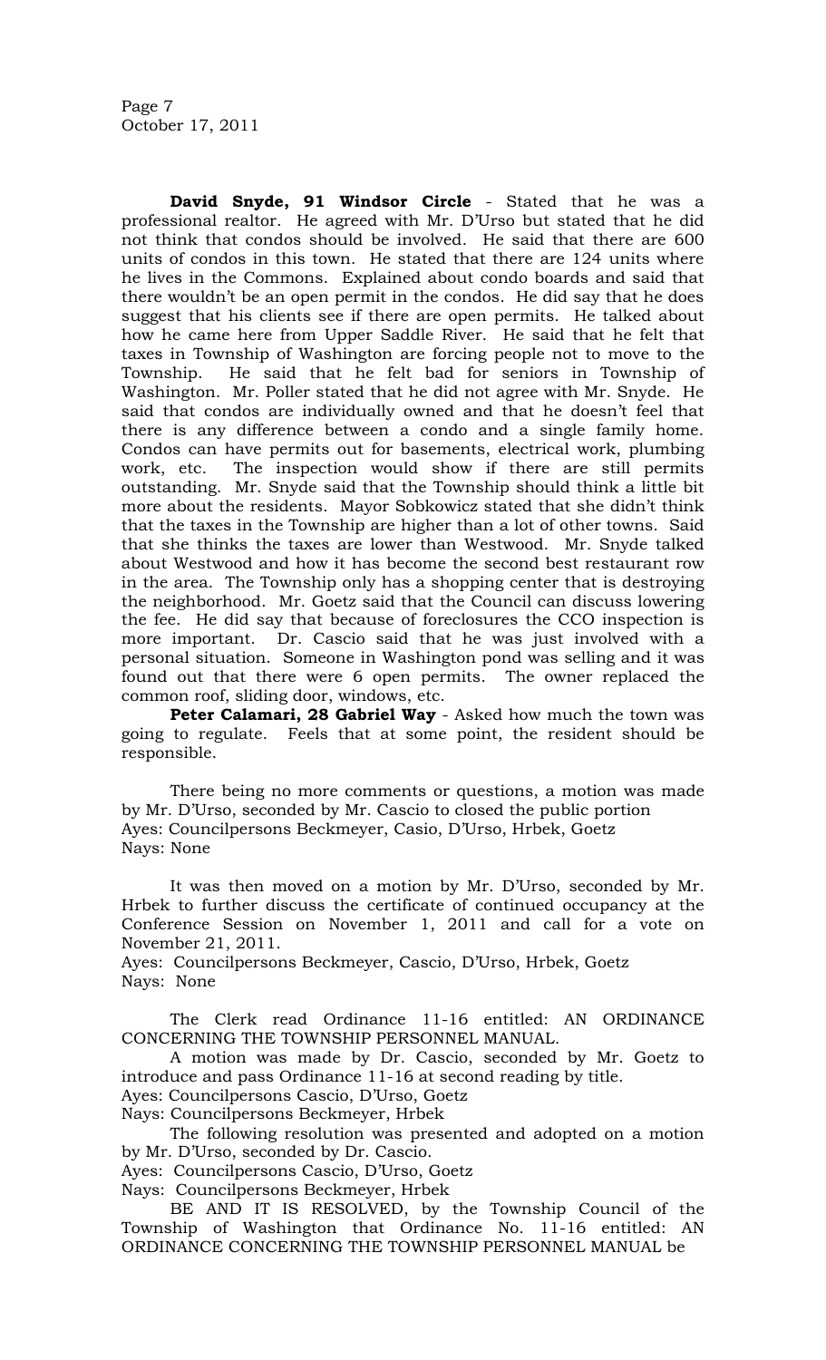**David Snyde, 91 Windsor Circle** - Stated that he was a professional realtor. He agreed with Mr. D'Urso but stated that he did not think that condos should be involved. He said that there are 600 units of condos in this town. He stated that there are 124 units where he lives in the Commons. Explained about condo boards and said that there wouldn't be an open permit in the condos. He did say that he does suggest that his clients see if there are open permits. He talked about how he came here from Upper Saddle River. He said that he felt that taxes in Township of Washington are forcing people not to move to the Township. He said that he felt bad for seniors in Township of Washington. Mr. Poller stated that he did not agree with Mr. Snyde. He said that condos are individually owned and that he doesn't feel that there is any difference between a condo and a single family home. Condos can have permits out for basements, electrical work, plumbing work, etc. The inspection would show if there are still permits outstanding. Mr. Snyde said that the Township should think a little bit more about the residents. Mayor Sobkowicz stated that she didn't think that the taxes in the Township are higher than a lot of other towns. Said that she thinks the taxes are lower than Westwood. Mr. Snyde talked about Westwood and how it has become the second best restaurant row in the area. The Township only has a shopping center that is destroying the neighborhood. Mr. Goetz said that the Council can discuss lowering the fee. He did say that because of foreclosures the CCO inspection is more important. Dr. Cascio said that he was just involved with a personal situation. Someone in Washington pond was selling and it was found out that there were 6 open permits. The owner replaced the common roof, sliding door, windows, etc.

**Peter Calamari, 28 Gabriel Way** - Asked how much the town was going to regulate. Feels that at some point, the resident should be responsible.

There being no more comments or questions, a motion was made by Mr. D'Urso, seconded by Mr. Cascio to closed the public portion
Ayes: Councilpersons Beckmeyer, Casio, D'Urso, Hrbek, Goetz
Nays: None

It was then moved on a motion by Mr. D'Urso, seconded by Mr. Hrbek to further discuss the certificate of continued occupancy at the Conference Session on November 1, 2011 and call for a vote on November 21, 2011.
Ayes: Councilpersons Beckmeyer, Cascio, D'Urso, Hrbek, Goetz
Nays: None

The Clerk read Ordinance 11-16 entitled: AN ORDINANCE CONCERNING THE TOWNSHIP PERSONNEL MANUAL.

A motion was made by Dr. Cascio, seconded by Mr. Goetz to introduce and pass Ordinance 11-16 at second reading by title.
Ayes: Councilpersons Cascio, D'Urso, Goetz
Nays: Councilpersons Beckmeyer, Hrbek

The following resolution was presented and adopted on a motion by Mr. D'Urso, seconded by Dr. Cascio.
Ayes: Councilpersons Cascio, D'Urso, Goetz
Nays: Councilpersons Beckmeyer, Hrbek

BE AND IT IS RESOLVED, by the Township Council of the Township of Washington that Ordinance No. 11-16 entitled: AN ORDINANCE CONCERNING THE TOWNSHIP PERSONNEL MANUAL be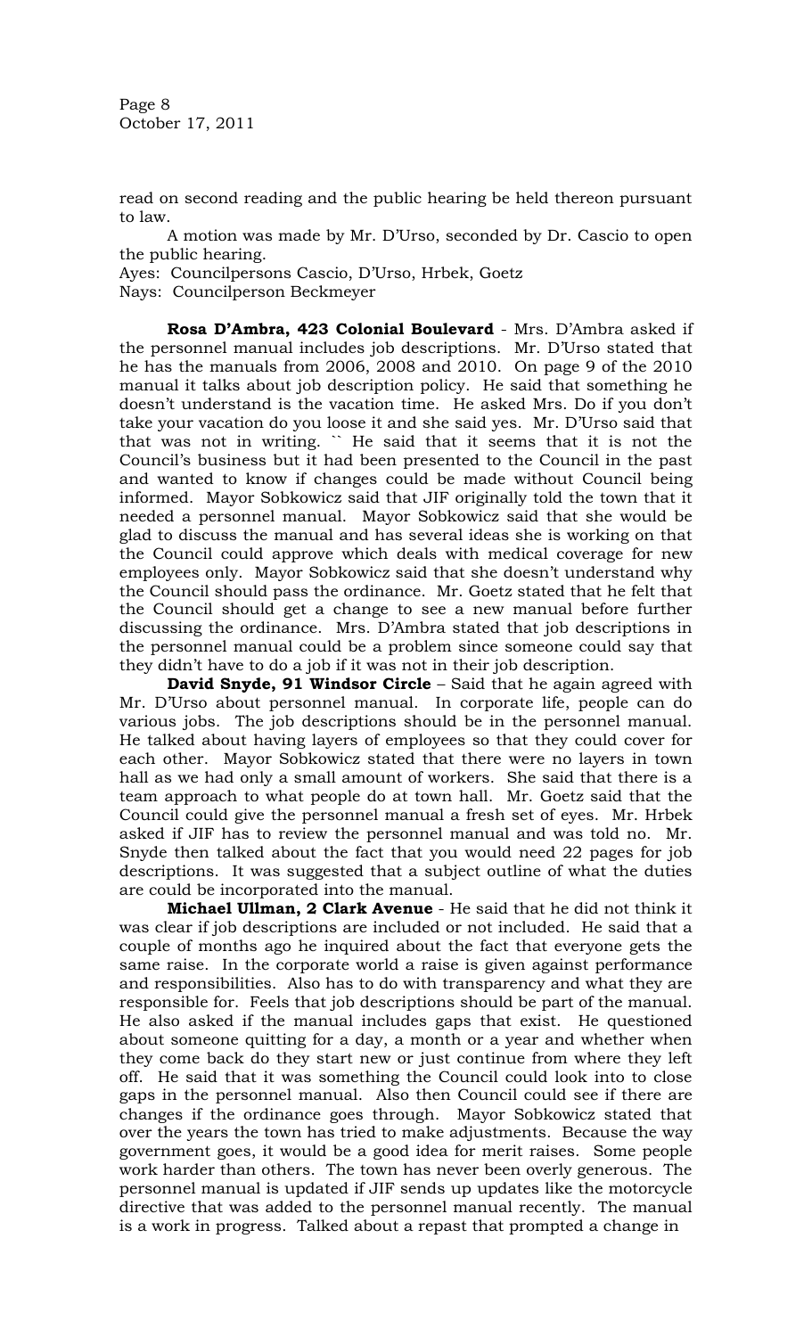read on second reading and the public hearing be held thereon pursuant to law.

A motion was made by Mr. D'Urso, seconded by Dr. Cascio to open the public hearing.

Ayes: Councilpersons Cascio, D'Urso, Hrbek, Goetz
Nays: Councilperson Beckmeyer

**Rosa D'Ambra, 423 Colonial Boulevard** - Mrs. D'Ambra asked if the personnel manual includes job descriptions. Mr. D'Urso stated that he has the manuals from 2006, 2008 and 2010. On page 9 of the 2010 manual it talks about job description policy. He said that something he doesn't understand is the vacation time. He asked Mrs. Do if you don't take your vacation do you loose it and she said yes. Mr. D'Urso said that that was not in writing. `` He said that it seems that it is not the Council's business but it had been presented to the Council in the past and wanted to know if changes could be made without Council being informed. Mayor Sobkowicz said that JIF originally told the town that it needed a personnel manual. Mayor Sobkowicz said that she would be glad to discuss the manual and has several ideas she is working on that the Council could approve which deals with medical coverage for new employees only. Mayor Sobkowicz said that she doesn't understand why the Council should pass the ordinance. Mr. Goetz stated that he felt that the Council should get a change to see a new manual before further discussing the ordinance. Mrs. D'Ambra stated that job descriptions in the personnel manual could be a problem since someone could say that they didn't have to do a job if it was not in their job description.

**David Snyde, 91 Windsor Circle** – Said that he again agreed with Mr. D'Urso about personnel manual. In corporate life, people can do various jobs. The job descriptions should be in the personnel manual. He talked about having layers of employees so that they could cover for each other. Mayor Sobkowicz stated that there were no layers in town hall as we had only a small amount of workers. She said that there is a team approach to what people do at town hall. Mr. Goetz said that the Council could give the personnel manual a fresh set of eyes. Mr. Hrbek asked if JIF has to review the personnel manual and was told no. Mr. Snyde then talked about the fact that you would need 22 pages for job descriptions. It was suggested that a subject outline of what the duties are could be incorporated into the manual.

**Michael Ullman, 2 Clark Avenue** - He said that he did not think it was clear if job descriptions are included or not included. He said that a couple of months ago he inquired about the fact that everyone gets the same raise. In the corporate world a raise is given against performance and responsibilities. Also has to do with transparency and what they are responsible for. Feels that job descriptions should be part of the manual. He also asked if the manual includes gaps that exist. He questioned about someone quitting for a day, a month or a year and whether when they come back do they start new or just continue from where they left off. He said that it was something the Council could look into to close gaps in the personnel manual. Also then Council could see if there are changes if the ordinance goes through. Mayor Sobkowicz stated that over the years the town has tried to make adjustments. Because the way government goes, it would be a good idea for merit raises. Some people work harder than others. The town has never been overly generous. The personnel manual is updated if JIF sends up updates like the motorcycle directive that was added to the personnel manual recently. The manual is a work in progress. Talked about a repast that prompted a change in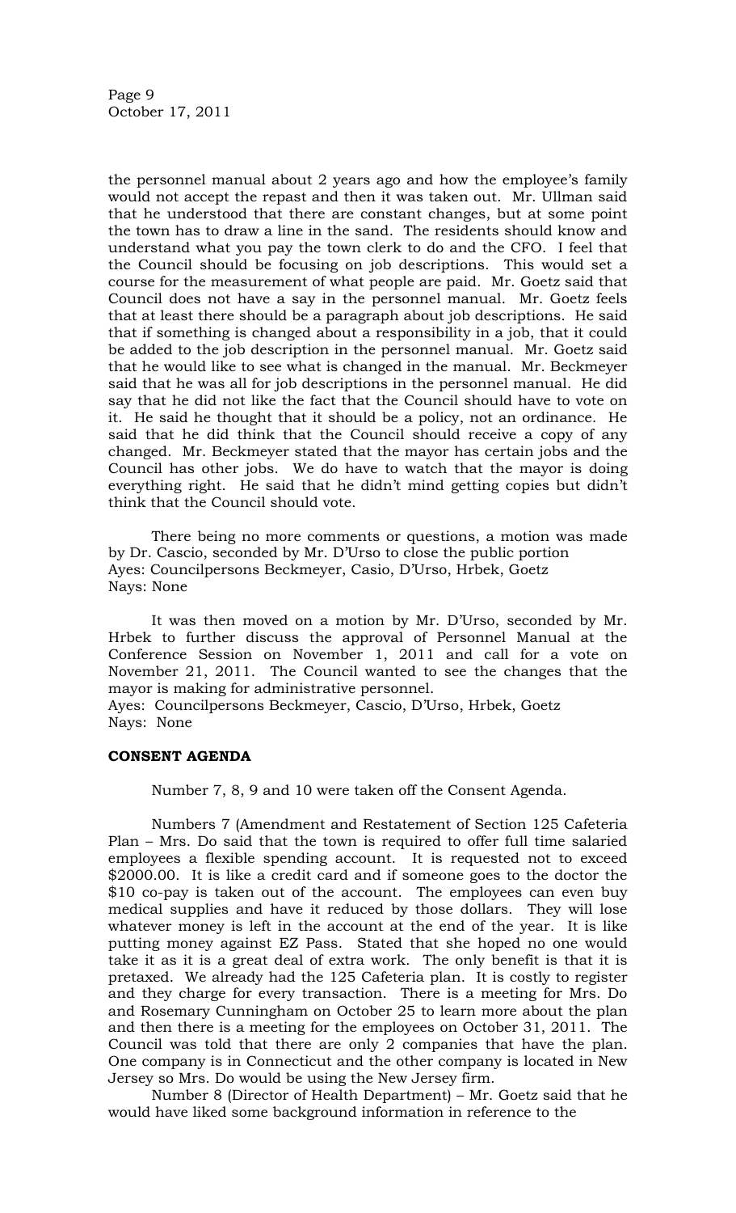the personnel manual about 2 years ago and how the employee's family would not accept the repast and then it was taken out. Mr. Ullman said that he understood that there are constant changes, but at some point the town has to draw a line in the sand. The residents should know and understand what you pay the town clerk to do and the CFO. I feel that the Council should be focusing on job descriptions. This would set a course for the measurement of what people are paid. Mr. Goetz said that Council does not have a say in the personnel manual. Mr. Goetz feels that at least there should be a paragraph about job descriptions. He said that if something is changed about a responsibility in a job, that it could be added to the job description in the personnel manual. Mr. Goetz said that he would like to see what is changed in the manual. Mr. Beckmeyer said that he was all for job descriptions in the personnel manual. He did say that he did not like the fact that the Council should have to vote on it. He said he thought that it should be a policy, not an ordinance. He said that he did think that the Council should receive a copy of any changed. Mr. Beckmeyer stated that the mayor has certain jobs and the Council has other jobs. We do have to watch that the mayor is doing everything right. He said that he didn't mind getting copies but didn't think that the Council should vote.

There being no more comments or questions, a motion was made by Dr. Cascio, seconded by Mr. D'Urso to close the public portion
Ayes: Councilpersons Beckmeyer, Casio, D'Urso, Hrbek, Goetz
Nays: None

It was then moved on a motion by Mr. D'Urso, seconded by Mr. Hrbek to further discuss the approval of Personnel Manual at the Conference Session on November 1, 2011 and call for a vote on November 21, 2011. The Council wanted to see the changes that the mayor is making for administrative personnel.
Ayes: Councilpersons Beckmeyer, Cascio, D'Urso, Hrbek, Goetz
Nays: None

**CONSENT AGENDA**

Number 7, 8, 9 and 10 were taken off the Consent Agenda.

Numbers 7 (Amendment and Restatement of Section 125 Cafeteria Plan – Mrs. Do said that the town is required to offer full time salaried employees a flexible spending account. It is requested not to exceed \$2000.00. It is like a credit card and if someone goes to the doctor the \$10 co-pay is taken out of the account. The employees can even buy medical supplies and have it reduced by those dollars. They will lose whatever money is left in the account at the end of the year. It is like putting money against EZ Pass. Stated that she hoped no one would take it as it is a great deal of extra work. The only benefit is that it is pretaxed. We already had the 125 Cafeteria plan. It is costly to register and they charge for every transaction. There is a meeting for Mrs. Do and Rosemary Cunningham on October 25 to learn more about the plan and then there is a meeting for the employees on October 31, 2011. The Council was told that there are only 2 companies that have the plan. One company is in Connecticut and the other company is located in New Jersey so Mrs. Do would be using the New Jersey firm.

Number 8 (Director of Health Department) – Mr. Goetz said that he would have liked some background information in reference to the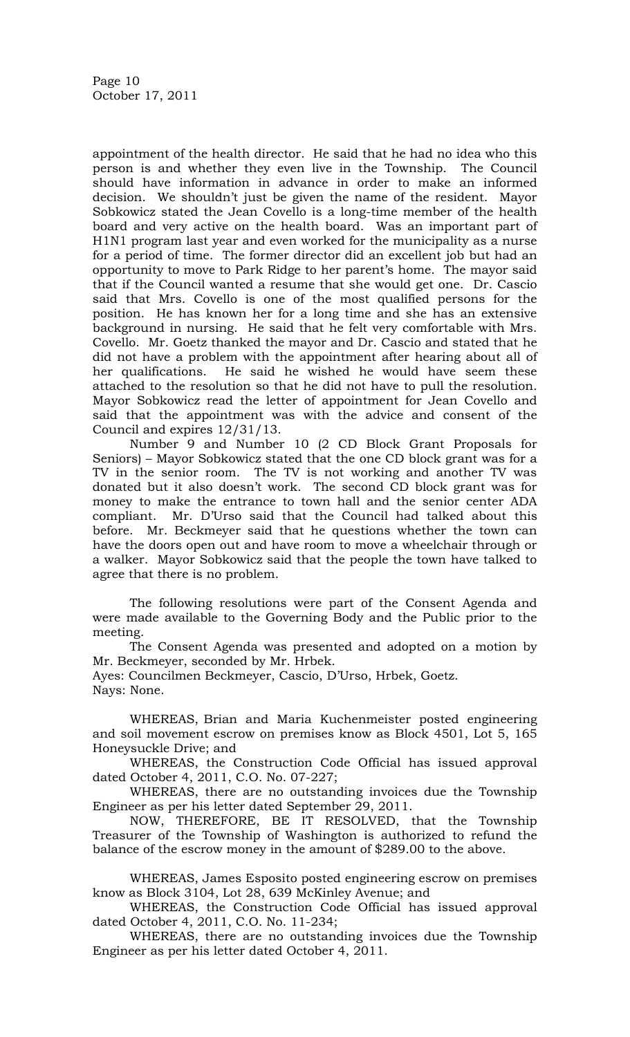appointment of the health director. He said that he had no idea who this person is and whether they even live in the Township. The Council should have information in advance in order to make an informed decision. We shouldn't just be given the name of the resident. Mayor Sobkowicz stated the Jean Covello is a long-time member of the health board and very active on the health board. Was an important part of H1N1 program last year and even worked for the municipality as a nurse for a period of time. The former director did an excellent job but had an opportunity to move to Park Ridge to her parent's home. The mayor said that if the Council wanted a resume that she would get one. Dr. Cascio said that Mrs. Covello is one of the most qualified persons for the position. He has known her for a long time and she has an extensive background in nursing. He said that he felt very comfortable with Mrs. Covello. Mr. Goetz thanked the mayor and Dr. Cascio and stated that he did not have a problem with the appointment after hearing about all of her qualifications. He said he wished he would have seem these attached to the resolution so that he did not have to pull the resolution. Mayor Sobkowicz read the letter of appointment for Jean Covello and said that the appointment was with the advice and consent of the Council and expires 12/31/13.

Number 9 and Number 10 (2 CD Block Grant Proposals for Seniors) – Mayor Sobkowicz stated that the one CD block grant was for a TV in the senior room. The TV is not working and another TV was donated but it also doesn't work. The second CD block grant was for money to make the entrance to town hall and the senior center ADA compliant. Mr. D'Urso said that the Council had talked about this before. Mr. Beckmeyer said that he questions whether the town can have the doors open out and have room to move a wheelchair through or a walker. Mayor Sobkowicz said that the people the town have talked to agree that there is no problem.

The following resolutions were part of the Consent Agenda and were made available to the Governing Body and the Public prior to the meeting.

The Consent Agenda was presented and adopted on a motion by Mr. Beckmeyer, seconded by Mr. Hrbek.
Ayes: Councilmen Beckmeyer, Cascio, D'Urso, Hrbek, Goetz.
Nays: None.

WHEREAS, Brian and Maria Kuchenmeister posted engineering and soil movement escrow on premises know as Block 4501, Lot 5, 165 Honeysuckle Drive; and

WHEREAS, the Construction Code Official has issued approval dated October 4, 2011, C.O. No. 07-227;

WHEREAS, there are no outstanding invoices due the Township Engineer as per his letter dated September 29, 2011.

NOW, THEREFORE, BE IT RESOLVED, that the Township Treasurer of the Township of Washington is authorized to refund the balance of the escrow money in the amount of $289.00 to the above.

WHEREAS, James Esposito posted engineering escrow on premises know as Block 3104, Lot 28, 639 McKinley Avenue; and

WHEREAS, the Construction Code Official has issued approval dated October 4, 2011, C.O. No. 11-234;

WHEREAS, there are no outstanding invoices due the Township Engineer as per his letter dated October 4, 2011.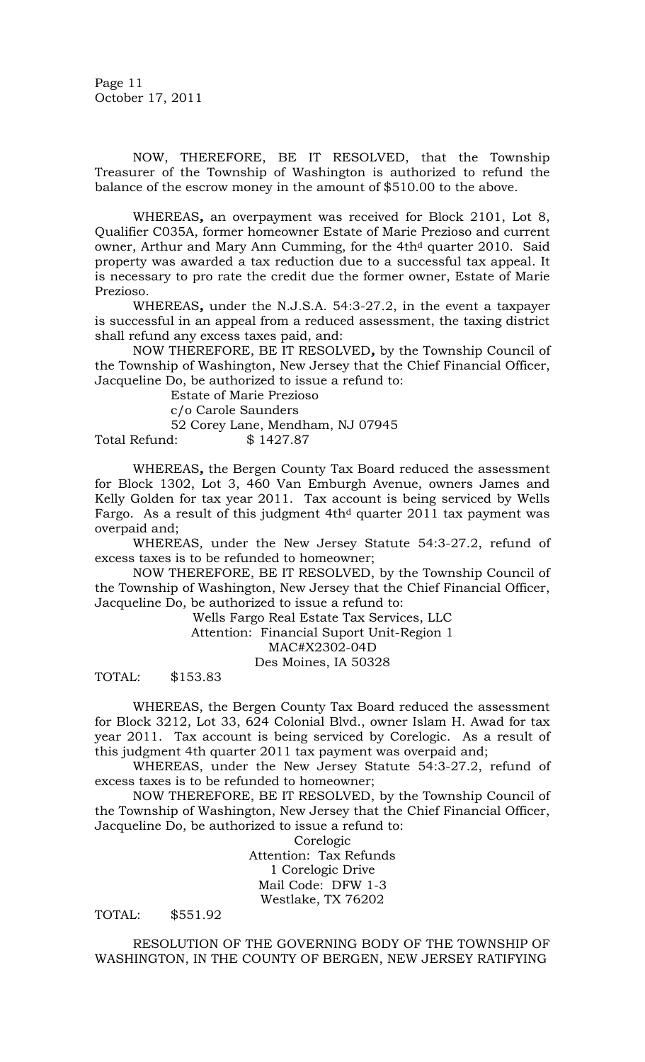NOW, THEREFORE, BE IT RESOLVED, that the Township Treasurer of the Township of Washington is authorized to refund the balance of the escrow money in the amount of $510.00 to the above.

WHEREAS**,** an overpayment was received for Block 2101, Lot 8, Qualifier C035A, former homeowner Estate of Marie Prezioso and current owner, Arthur and Mary Ann Cumming, for the 4th[d] quarter 2010. Said property was awarded a tax reduction due to a successful tax appeal. It is necessary to pro rate the credit due the former owner, Estate of Marie Prezioso.

WHEREAS**,** under the N.J.S.A. 54:3-27.2, in the event a taxpayer is successful in an appeal from a reduced assessment, the taxing district shall refund any excess taxes paid, and:

NOW THEREFORE, BE IT RESOLVED**,** by the Township Council of the Township of Washington, New Jersey that the Chief Financial Officer, Jacqueline Do, be authorized to issue a refund to:

Estate of Marie Prezioso
c/o Carole Saunders
52 Corey Lane, Mendham, NJ 07945

Total Refund: $ 1427.87

WHEREAS**,** the Bergen County Tax Board reduced the assessment for Block 1302, Lot 3, 460 Van Emburgh Avenue, owners James and Kelly Golden for tax year 2011. Tax account is being serviced by Wells Fargo. As a result of this judgment 4th[d] quarter 2011 tax payment was overpaid and;

WHEREAS*,* under the New Jersey Statute 54:3-27.2, refund of excess taxes is to be refunded to homeowner;

NOW THEREFORE, BE IT RESOLVED, by the Township Council of the Township of Washington, New Jersey that the Chief Financial Officer, Jacqueline Do, be authorized to issue a refund to:

Wells Fargo Real Estate Tax Services, LLC
Attention: Financial Suport Unit-Region 1
MAC#X2302-04D
Des Moines, IA 50328

TOTAL: $153.83

WHEREAS, the Bergen County Tax Board reduced the assessment for Block 3212, Lot 33, 624 Colonial Blvd., owner Islam H. Awad for tax year 2011. Tax account is being serviced by Corelogic. As a result of this judgment 4th quarter 2011 tax payment was overpaid and;

WHEREAS, under the New Jersey Statute 54:3-27.2, refund of excess taxes is to be refunded to homeowner;

NOW THEREFORE, BE IT RESOLVED, by the Township Council of the Township of Washington, New Jersey that the Chief Financial Officer, Jacqueline Do, be authorized to issue a refund to:

Corelogic
Attention: Tax Refunds
1 Corelogic Drive
Mail Code: DFW 1-3
Westlake, TX 76202

TOTAL: $551.92

RESOLUTION OF THE GOVERNING BODY OF THE TOWNSHIP OF WASHINGTON, IN THE COUNTY OF BERGEN, NEW JERSEY RATIFYING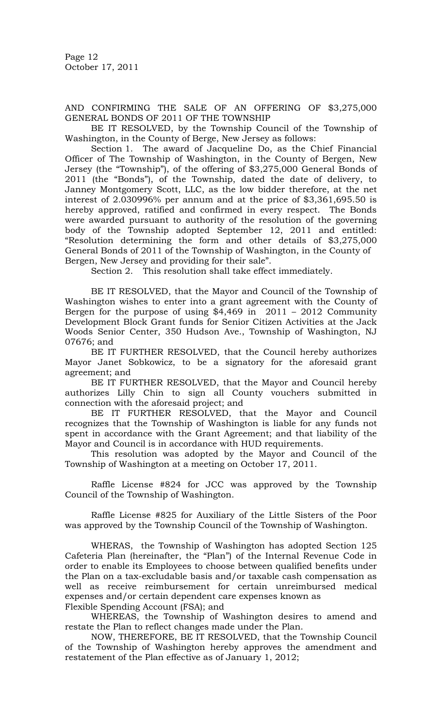AND CONFIRMING THE SALE OF AN OFFERING OF $3,275,000 GENERAL BONDS OF 2011 OF THE TOWNSHIP

BE IT RESOLVED, by the Township Council of the Township of Washington, in the County of Berge, New Jersey as follows:

Section 1. The award of Jacqueline Do, as the Chief Financial Officer of The Township of Washington, in the County of Bergen, New Jersey (the "Township"), of the offering of $3,275,000 General Bonds of 2011 (the "Bonds"), of the Township, dated the date of delivery, to Janney Montgomery Scott, LLC, as the low bidder therefore, at the net interest of 2.030996% per annum and at the price of $3,361,695.50 is hereby approved, ratified and confirmed in every respect. The Bonds were awarded pursuant to authority of the resolution of the governing body of the Township adopted September 12, 2011 and entitled: "Resolution determining the form and other details of $3,275,000 General Bonds of 2011 of the Township of Washington, in the County of Bergen, New Jersey and providing for their sale".

Section 2. This resolution shall take effect immediately.

BE IT RESOLVED, that the Mayor and Council of the Township of Washington wishes to enter into a grant agreement with the County of Bergen for the purpose of using $4,469 in 2011 – 2012 Community Development Block Grant funds for Senior Citizen Activities at the Jack Woods Senior Center, 350 Hudson Ave., Township of Washington, NJ 07676; and

BE IT FURTHER RESOLVED, that the Council hereby authorizes Mayor Janet Sobkowicz, to be a signatory for the aforesaid grant agreement; and

BE IT FURTHER RESOLVED, that the Mayor and Council hereby authorizes Lilly Chin to sign all County vouchers submitted in connection with the aforesaid project; and

BE IT FURTHER RESOLVED, that the Mayor and Council recognizes that the Township of Washington is liable for any funds not spent in accordance with the Grant Agreement; and that liability of the Mayor and Council is in accordance with HUD requirements.

This resolution was adopted by the Mayor and Council of the Township of Washington at a meeting on October 17, 2011.

Raffle License #824 for JCC was approved by the Township Council of the Township of Washington.

Raffle License #825 for Auxiliary of the Little Sisters of the Poor was approved by the Township Council of the Township of Washington.

WHERAS, the Township of Washington has adopted Section 125 Cafeteria Plan (hereinafter, the "Plan") of the Internal Revenue Code in order to enable its Employees to choose between qualified benefits under the Plan on a tax-excludable basis and/or taxable cash compensation as well as receive reimbursement for certain unreimbursed medical expenses and/or certain dependent care expenses known as Flexible Spending Account (FSA); and

WHEREAS, the Township of Washington desires to amend and restate the Plan to reflect changes made under the Plan.

NOW, THEREFORE, BE IT RESOLVED, that the Township Council of the Township of Washington hereby approves the amendment and restatement of the Plan effective as of January 1, 2012;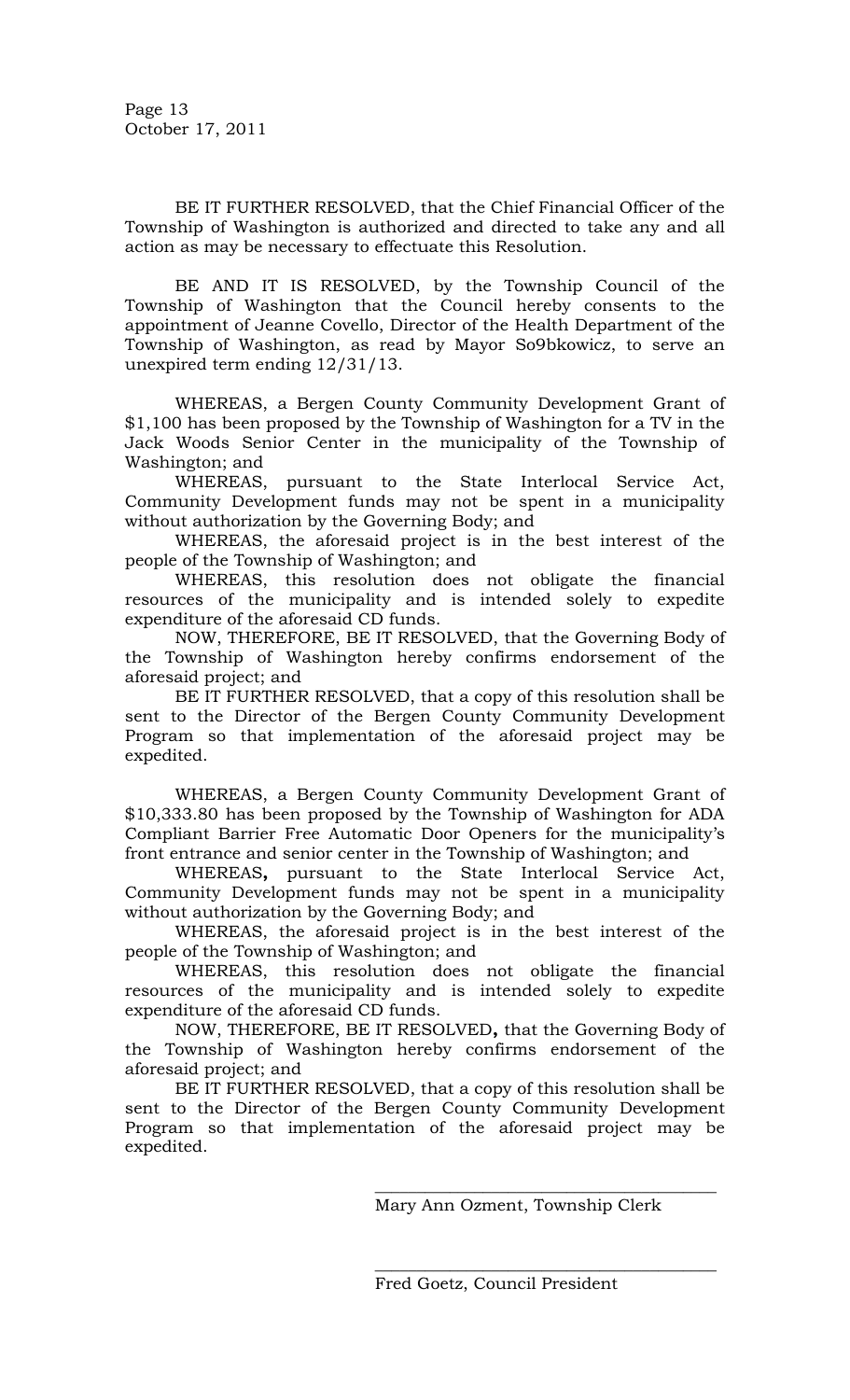BE IT FURTHER RESOLVED, that the Chief Financial Officer of the Township of Washington is authorized and directed to take any and all action as may be necessary to effectuate this Resolution.

BE AND IT IS RESOLVED, by the Township Council of the Township of Washington that the Council hereby consents to the appointment of Jeanne Covello, Director of the Health Department of the Township of Washington, as read by Mayor So9bkowicz, to serve an unexpired term ending 12/31/13.

WHEREAS, a Bergen County Community Development Grant of $1,100 has been proposed by the Township of Washington for a TV in the Jack Woods Senior Center in the municipality of the Township of Washington; and

WHEREAS, pursuant to the State Interlocal Service Act, Community Development funds may not be spent in a municipality without authorization by the Governing Body; and

WHEREAS, the aforesaid project is in the best interest of the people of the Township of Washington; and

WHEREAS, this resolution does not obligate the financial resources of the municipality and is intended solely to expedite expenditure of the aforesaid CD funds.

NOW, THEREFORE, BE IT RESOLVED, that the Governing Body of the Township of Washington hereby confirms endorsement of the aforesaid project; and

BE IT FURTHER RESOLVED, that a copy of this resolution shall be sent to the Director of the Bergen County Community Development Program so that implementation of the aforesaid project may be expedited.

WHEREAS, a Bergen County Community Development Grant of $10,333.80 has been proposed by the Township of Washington for ADA Compliant Barrier Free Automatic Door Openers for the municipality's front entrance and senior center in the Township of Washington; and

WHEREAS**,** pursuant to the State Interlocal Service Act, Community Development funds may not be spent in a municipality without authorization by the Governing Body; and

WHEREAS, the aforesaid project is in the best interest of the people of the Township of Washington; and

WHEREAS, this resolution does not obligate the financial resources of the municipality and is intended solely to expedite expenditure of the aforesaid CD funds.

NOW, THEREFORE, BE IT RESOLVED**,** that the Governing Body of the Township of Washington hereby confirms endorsement of the aforesaid project; and

BE IT FURTHER RESOLVED, that a copy of this resolution shall be sent to the Director of the Bergen County Community Development Program so that implementation of the aforesaid project may be expedited.

\_\_\_\_\_\_\_\_\_\_\_\_\_\_\_\_\_\_\_\_\_\_\_\_\_\_\_\_\_\_\_\_\_\_\_\_\_\_

Mary Ann Ozment, Township Clerk

\_\_\_\_\_\_\_\_\_\_\_\_\_\_\_\_\_\_\_\_\_\_\_\_\_\_\_\_\_\_\_\_\_\_\_\_\_\_

Fred Goetz, Council President